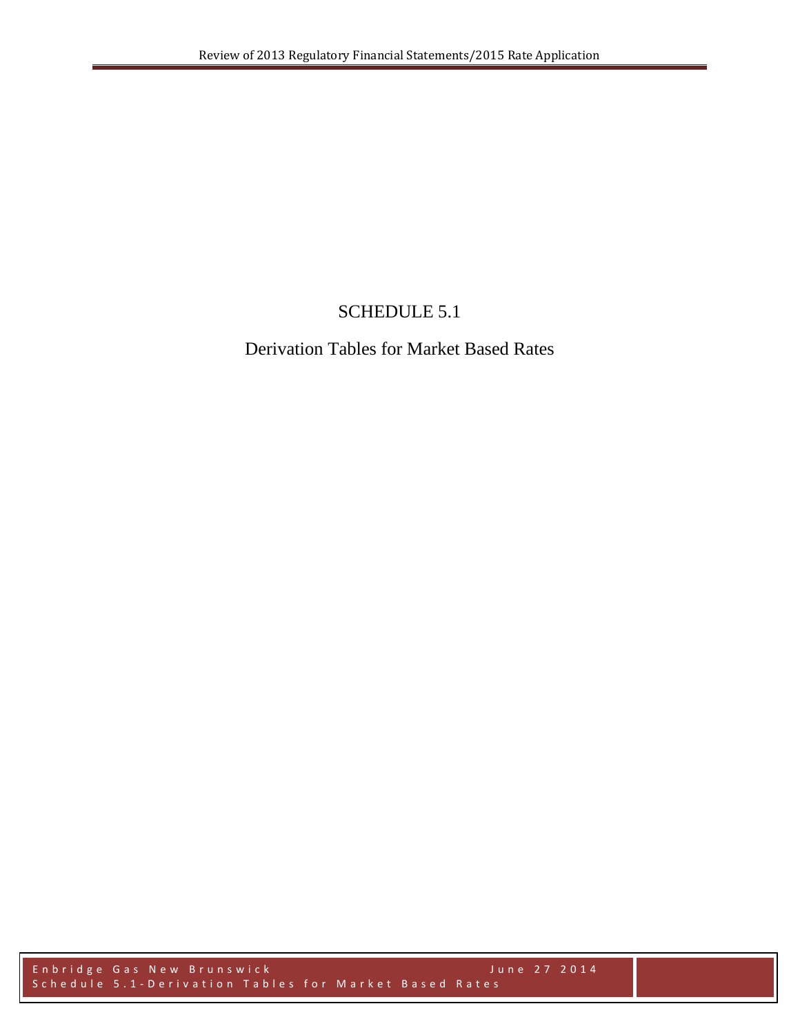# SCHEDULE 5.1

## Derivation Tables for Market Based Rates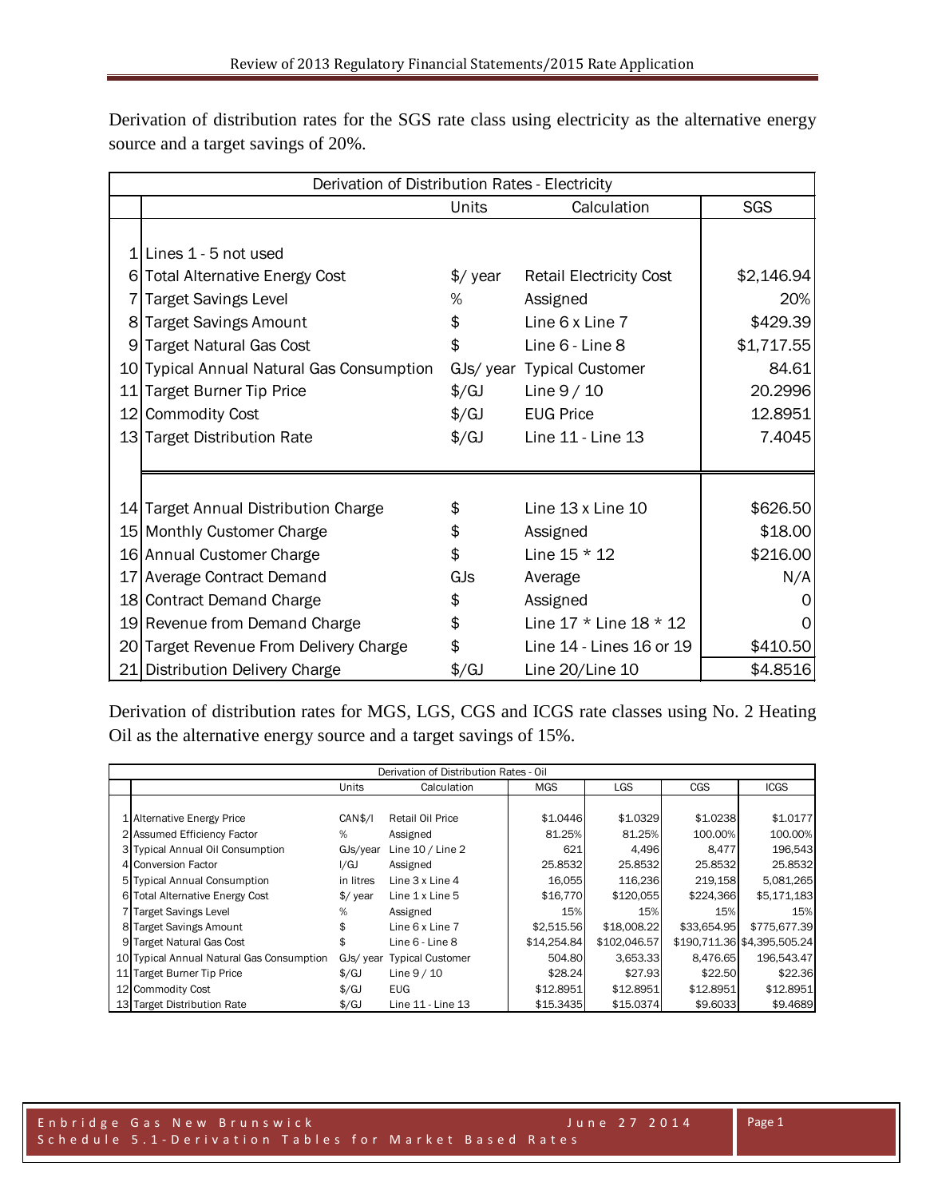Derivation of distribution rates for the SGS rate class using electricity as the alternative energy source and a target savings of 20%.

| Derivation of Distribution Rates - Electricity | | | | |
|---|---|---|---|---|
| | | Units | Calculation | SGS |
| 1 | Lines 1 - 5 not used | | | |
| 6 | Total Alternative Energy Cost | $/ year | Retail Electricity Cost | $2,146.94 |
| 7 | Target Savings Level | % | Assigned | 20% |
| 8 | Target Savings Amount | $ | Line 6 x Line 7 | $429.39 |
| 9 | Target Natural Gas Cost | $ | Line 6 - Line 8 | $1,717.55 |
| 10 | Typical Annual Natural Gas Consumption | GJs/ year | Typical Customer | 84.61 |
| 11 | Target Burner Tip Price | $/GJ | Line 9 / 10 | 20.2996 |
| 12 | Commodity Cost | $/GJ | EUG Price | 12.8951 |
| 13 | Target Distribution Rate | $/GJ | Line 11 - Line 13 | 7.4045 |
| 14 | Target Annual Distribution Charge | $ | Line 13 x Line 10 | $626.50 |
| 15 | Monthly Customer Charge | $ | Assigned | $18.00 |
| 16 | Annual Customer Charge | $ | Line 15 * 12 | $216.00 |
| 17 | Average Contract Demand | GJs | Average | N/A |
| 18 | Contract Demand Charge | $ | Assigned | 0 |
| 19 | Revenue from Demand Charge | $ | Line 17 * Line 18 * 12 | 0 |
| 20 | Target Revenue From Delivery Charge | $ | Line 14 - Lines 16 or 19 | $410.50 |
| 21 | Distribution Delivery Charge | $/GJ | Line 20/Line 10 | $4.8516 |

Derivation of distribution rates for MGS, LGS, CGS and ICGS rate classes using No. 2 Heating Oil as the alternative energy source and a target savings of 15%.

| Derivation of Distribution Rates - Oil | | | | | | | |
|---|---|---|---|---|---|---|---|
| | | Units | Calculation | MGS | LGS | CGS | ICGS |
| 1 | Alternative Energy Price | CAN$/l | Retail Oil Price | $1.0446 | $1.0329 | $1.0238 | $1.0177 |
| 2 | Assumed Efficiency Factor | % | Assigned | 81.25% | 81.25% | 100.00% | 100.00% |
| 3 | Typical Annual Oil Consumption | GJs/year | Line 10 / Line 2 | 621 | 4,496 | 8,477 | 196,543 |
| 4 | Conversion Factor | l/GJ | Assigned | 25.8532 | 25.8532 | 25.8532 | 25.8532 |
| 5 | Typical Annual Consumption | in litres | Line 3 x Line 4 | 16,055 | 116,236 | 219,158 | 5,081,265 |
| 6 | Total Alternative Energy Cost | $/ year | Line 1 x Line 5 | $16,770 | $120,055 | $224,366 | $5,171,183 |
| 7 | Target Savings Level | % | Assigned | 15% | 15% | 15% | 15% |
| 8 | Target Savings Amount | $ | Line 6 x Line 7 | $2,515.56 | $18,008.22 | $33,654.95 | $775,677.39 |
| 9 | Target Natural Gas Cost | $ | Line 6 - Line 8 | $14,254.84 | $102,046.57 | $190,711.36 | $4,395,505.24 |
| 10 | Typical Annual Natural Gas Consumption | GJs/ year | Typical Customer | 504.80 | 3,653.33 | 8,476.65 | 196,543.47 |
| 11 | Target Burner Tip Price | $/GJ | Line 9 / 10 | $28.24 | $27.93 | $22.50 | $22.36 |
| 12 | Commodity Cost | $/GJ | EUG | $12.8951 | $12.8951 | $12.8951 | $12.8951 |
| 13 | Target Distribution Rate | $/GJ | Line 11 - Line 13 | $15.3435 | $15.0374 | $9.6033 | $9.4689 |